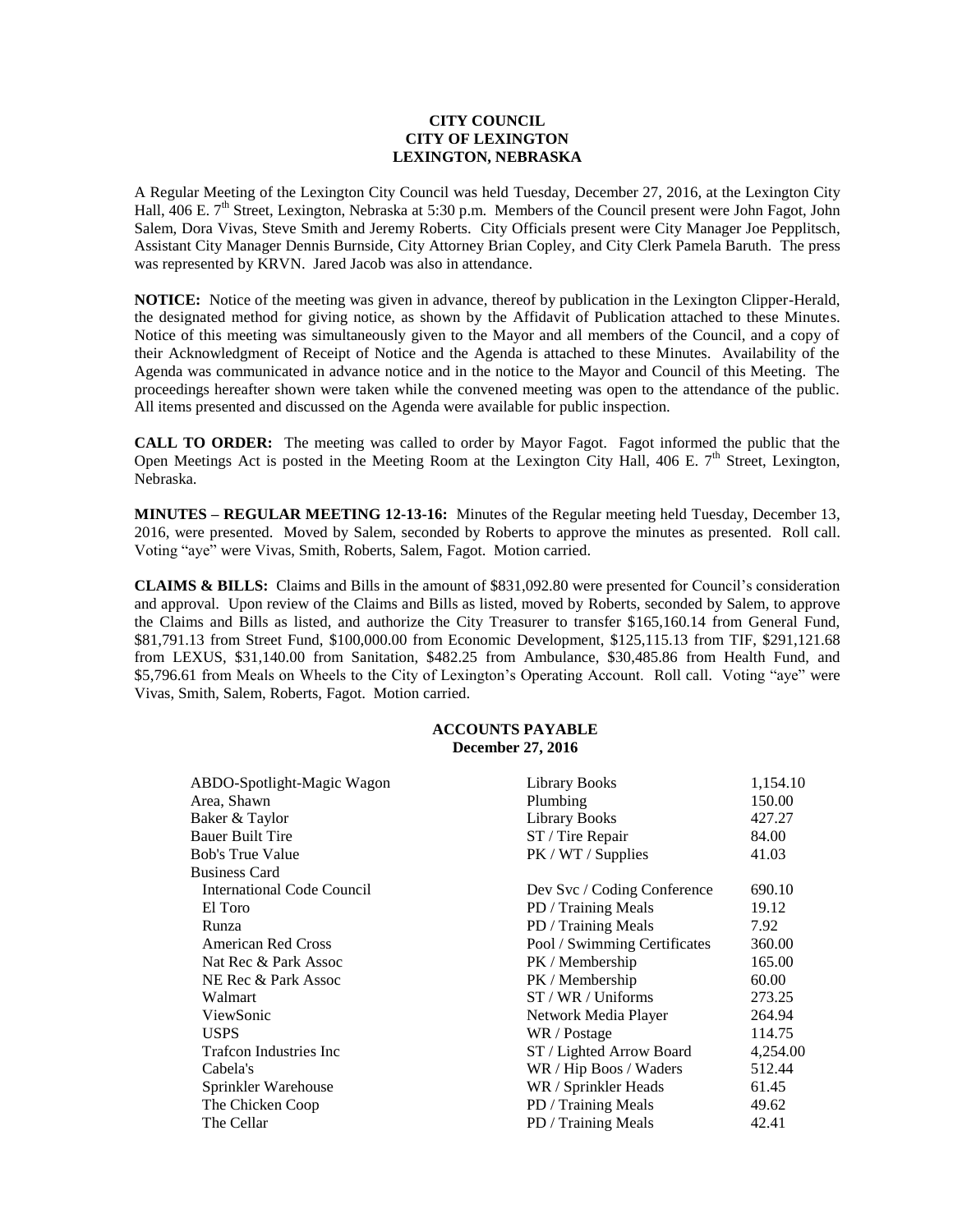**CITY COUNCIL**
**CITY OF LEXINGTON**
**LEXINGTON, NEBRASKA**

A Regular Meeting of the Lexington City Council was held Tuesday, December 27, 2016, at the Lexington City Hall, 406 E. 7th Street, Lexington, Nebraska at 5:30 p.m. Members of the Council present were John Fagot, John Salem, Dora Vivas, Steve Smith and Jeremy Roberts. City Officials present were City Manager Joe Pepplitsch, Assistant City Manager Dennis Burnside, City Attorney Brian Copley, and City Clerk Pamela Baruth. The press was represented by KRVN. Jared Jacob was also in attendance.

**NOTICE:** Notice of the meeting was given in advance, thereof by publication in the Lexington Clipper-Herald, the designated method for giving notice, as shown by the Affidavit of Publication attached to these Minutes. Notice of this meeting was simultaneously given to the Mayor and all members of the Council, and a copy of their Acknowledgment of Receipt of Notice and the Agenda is attached to these Minutes. Availability of the Agenda was communicated in advance notice and in the notice to the Mayor and Council of this Meeting. The proceedings hereafter shown were taken while the convened meeting was open to the attendance of the public. All items presented and discussed on the Agenda were available for public inspection.

**CALL TO ORDER:** The meeting was called to order by Mayor Fagot. Fagot informed the public that the Open Meetings Act is posted in the Meeting Room at the Lexington City Hall, 406 E. 7th Street, Lexington, Nebraska.

**MINUTES – REGULAR MEETING 12-13-16:** Minutes of the Regular meeting held Tuesday, December 13, 2016, were presented. Moved by Salem, seconded by Roberts to approve the minutes as presented. Roll call. Voting "aye" were Vivas, Smith, Roberts, Salem, Fagot. Motion carried.

**CLAIMS & BILLS:** Claims and Bills in the amount of $831,092.80 were presented for Council's consideration and approval. Upon review of the Claims and Bills as listed, moved by Roberts, seconded by Salem, to approve the Claims and Bills as listed, and authorize the City Treasurer to transfer $165,160.14 from General Fund, $81,791.13 from Street Fund, $100,000.00 from Economic Development, $125,115.13 from TIF, $291,121.68 from LEXUS, $31,140.00 from Sanitation, $482.25 from Ambulance, $30,485.86 from Health Fund, and $5,796.61 from Meals on Wheels to the City of Lexington's Operating Account. Roll call. Voting "aye" were Vivas, Smith, Salem, Roberts, Fagot. Motion carried.

**ACCOUNTS PAYABLE**
**December 27, 2016**

| | | |
|---|---|---|
| ABDO-Spotlight-Magic Wagon | Library Books | 1,154.10 |
| Area, Shawn | Plumbing | 150.00 |
| Baker & Taylor | Library Books | 427.27 |
| Bauer Built Tire | ST / Tire Repair | 84.00 |
| Bob's True Value | PK / WT / Supplies | 41.03 |
| Business Card | | |
| International Code Council | Dev Svc / Coding Conference | 690.10 |
| El Toro | PD / Training Meals | 19.12 |
| Runza | PD / Training Meals | 7.92 |
| American Red Cross | Pool / Swimming Certificates | 360.00 |
| Nat Rec & Park Assoc | PK / Membership | 165.00 |
| NE Rec & Park Assoc | PK / Membership | 60.00 |
| Walmart | ST / WR / Uniforms | 273.25 |
| ViewSonic | Network Media Player | 264.94 |
| USPS | WR / Postage | 114.75 |
| Trafcon Industries Inc | ST / Lighted Arrow Board | 4,254.00 |
| Cabela's | WR / Hip Boos / Waders | 512.44 |
| Sprinkler Warehouse | WR / Sprinkler Heads | 61.45 |
| The Chicken Coop | PD / Training Meals | 49.62 |
| The Cellar | PD / Training Meals | 42.41 |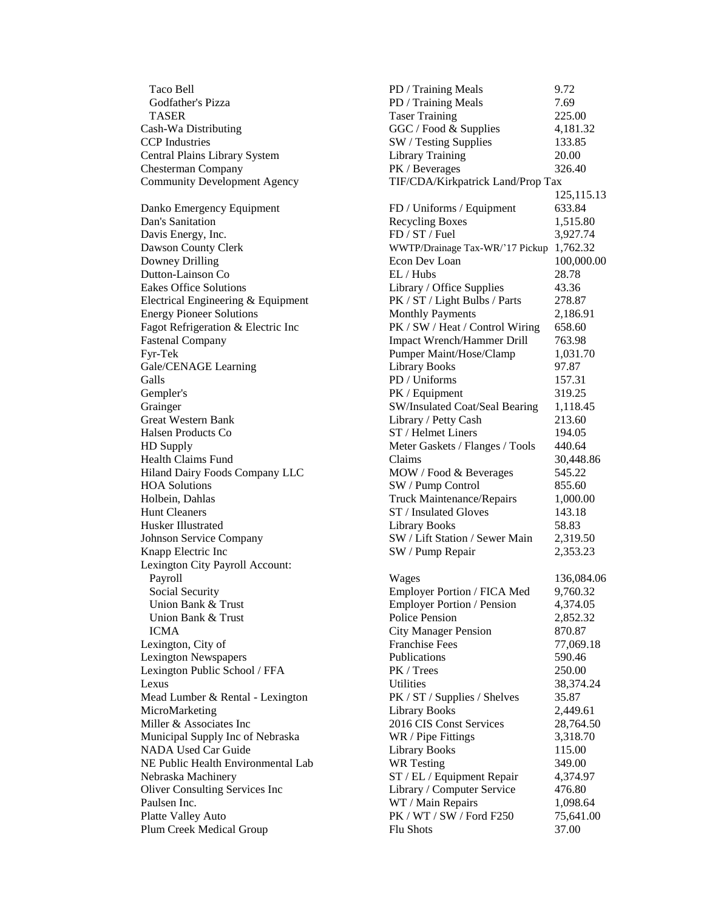| | | |
|---|---|---|
| Taco Bell | PD / Training Meals | 9.72 |
| Godfather's Pizza | PD / Training Meals | 7.69 |
| TASER | Taser Training | 225.00 |
| Cash-Wa Distributing | GGC / Food & Supplies | 4,181.32 |
| CCP Industries | SW / Testing Supplies | 133.85 |
| Central Plains Library System | Library Training | 20.00 |
| Chesterman Company | PK / Beverages | 326.40 |
| Community Development Agency | TIF/CDA/Kirkpatrick Land/Prop Tax | 125,115.13 |
| Danko Emergency Equipment | FD / Uniforms / Equipment | 633.84 |
| Dan's Sanitation | Recycling Boxes | 1,515.80 |
| Davis Energy, Inc. | FD / ST / Fuel | 3,927.74 |
| Dawson County Clerk | WWTP/Drainage Tax-WR/'17 Pickup | 1,762.32 |
| Downey Drilling | Econ Dev Loan | 100,000.00 |
| Dutton-Lainson Co | EL / Hubs | 28.78 |
| Eakes Office Solutions | Library / Office Supplies | 43.36 |
| Electrical Engineering & Equipment | PK / ST / Light Bulbs / Parts | 278.87 |
| Energy Pioneer Solutions | Monthly Payments | 2,186.91 |
| Fagot Refrigeration & Electric Inc | PK / SW / Heat / Control Wiring | 658.60 |
| Fastenal Company | Impact Wrench/Hammer Drill | 763.98 |
| Fyr-Tek | Pumper Maint/Hose/Clamp | 1,031.70 |
| Gale/CENAGE Learning | Library Books | 97.87 |
| Galls | PD / Uniforms | 157.31 |
| Gempler's | PK / Equipment | 319.25 |
| Grainger | SW/Insulated Coat/Seal Bearing | 1,118.45 |
| Great Western Bank | Library / Petty Cash | 213.60 |
| Halsen Products Co | ST / Helmet Liners | 194.05 |
| HD Supply | Meter Gaskets / Flanges / Tools | 440.64 |
| Health Claims Fund | Claims | 30,448.86 |
| Hiland Dairy Foods Company LLC | MOW / Food & Beverages | 545.22 |
| HOA Solutions | SW / Pump Control | 855.60 |
| Holbein, Dahlas | Truck Maintenance/Repairs | 1,000.00 |
| Hunt Cleaners | ST / Insulated Gloves | 143.18 |
| Husker Illustrated | Library Books | 58.83 |
| Johnson Service Company | SW / Lift Station / Sewer Main | 2,319.50 |
| Knapp Electric Inc | SW / Pump Repair | 2,353.23 |
| Lexington City Payroll Account: | | |
| Payroll | Wages | 136,084.06 |
| Social Security | Employer Portion / FICA Med | 9,760.32 |
| Union Bank & Trust | Employer Portion / Pension | 4,374.05 |
| Union Bank & Trust | Police Pension | 2,852.32 |
| ICMA | City Manager Pension | 870.87 |
| Lexington, City of | Franchise Fees | 77,069.18 |
| Lexington Newspapers | Publications | 590.46 |
| Lexington Public School / FFA | PK / Trees | 250.00 |
| Lexus | Utilities | 38,374.24 |
| Mead Lumber & Rental - Lexington | PK / ST / Supplies / Shelves | 35.87 |
| MicroMarketing | Library Books | 2,449.61 |
| Miller & Associates Inc | 2016 CIS Const Services | 28,764.50 |
| Municipal Supply Inc of Nebraska | WR / Pipe Fittings | 3,318.70 |
| NADA Used Car Guide | Library Books | 115.00 |
| NE Public Health Environmental Lab | WR Testing | 349.00 |
| Nebraska Machinery | ST / EL / Equipment Repair | 4,374.97 |
| Oliver Consulting Services Inc | Library / Computer Service | 476.80 |
| Paulsen Inc. | WT / Main Repairs | 1,098.64 |
| Platte Valley Auto | PK / WT / SW / Ford F250 | 75,641.00 |
| Plum Creek Medical Group | Flu Shots | 37.00 |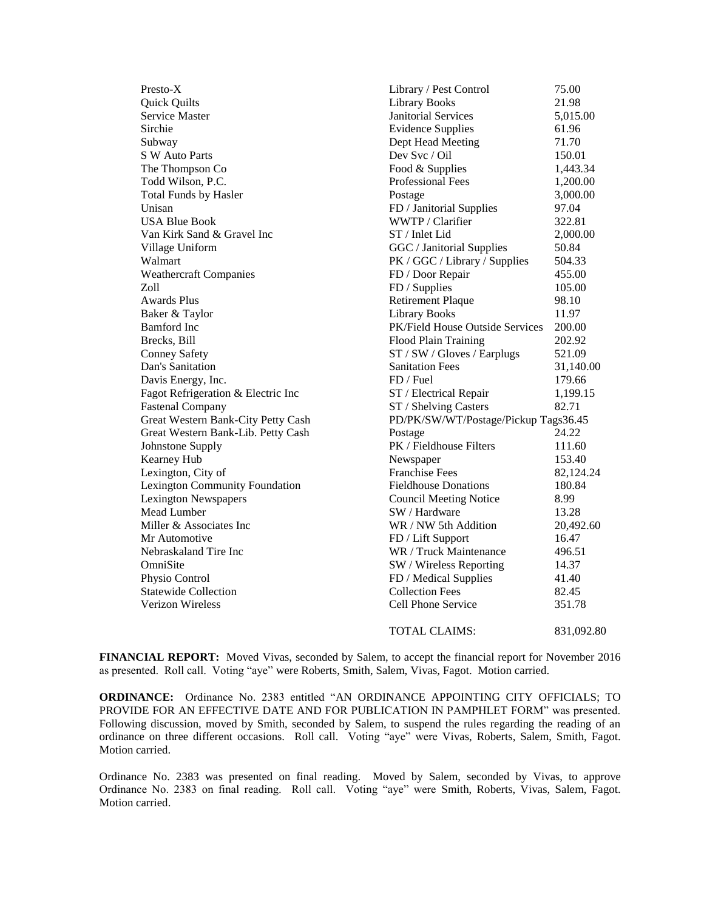| | | |
|---|---|---|
| Presto-X | Library / Pest Control | 75.00 |
| Quick Quilts | Library Books | 21.98 |
| Service Master | Janitorial Services | 5,015.00 |
| Sirchie | Evidence Supplies | 61.96 |
| Subway | Dept Head Meeting | 71.70 |
| S W Auto Parts | Dev Svc / Oil | 150.01 |
| The Thompson Co | Food & Supplies | 1,443.34 |
| Todd Wilson, P.C. | Professional Fees | 1,200.00 |
| Total Funds by Hasler | Postage | 3,000.00 |
| Unisan | FD / Janitorial Supplies | 97.04 |
| USA Blue Book | WWTP / Clarifier | 322.81 |
| Van Kirk Sand & Gravel Inc | ST / Inlet Lid | 2,000.00 |
| Village Uniform | GGC / Janitorial Supplies | 50.84 |
| Walmart | PK / GGC / Library / Supplies | 504.33 |
| Weathercraft Companies | FD / Door Repair | 455.00 |
| Zoll | FD / Supplies | 105.00 |
| Awards Plus | Retirement Plaque | 98.10 |
| Baker & Taylor | Library Books | 11.97 |
| Bamford Inc | PK/Field House Outside Services | 200.00 |
| Brecks, Bill | Flood Plain Training | 202.92 |
| Conney Safety | ST / SW / Gloves / Earplugs | 521.09 |
| Dan's Sanitation | Sanitation Fees | 31,140.00 |
| Davis Energy, Inc. | FD / Fuel | 179.66 |
| Fagot Refrigeration & Electric Inc | ST / Electrical Repair | 1,199.15 |
| Fastenal Company | ST / Shelving Casters | 82.71 |
| Great Western Bank-City Petty Cash | PD/PK/SW/WT/Postage/Pickup Tags | 36.45 |
| Great Western Bank-Lib. Petty Cash | Postage | 24.22 |
| Johnstone Supply | PK / Fieldhouse Filters | 111.60 |
| Kearney Hub | Newspaper | 153.40 |
| Lexington, City of | Franchise Fees | 82,124.24 |
| Lexington Community Foundation | Fieldhouse Donations | 180.84 |
| Lexington Newspapers | Council Meeting Notice | 8.99 |
| Mead Lumber | SW / Hardware | 13.28 |
| Miller & Associates Inc | WR / NW 5th Addition | 20,492.60 |
| Mr Automotive | FD / Lift Support | 16.47 |
| Nebraskaland Tire Inc | WR / Truck Maintenance | 496.51 |
| OmniSite | SW / Wireless Reporting | 14.37 |
| Physio Control | FD / Medical Supplies | 41.40 |
| Statewide Collection | Collection Fees | 82.45 |
| Verizon Wireless | Cell Phone Service | 351.78 |
| | TOTAL CLAIMS: | 831,092.80 |

**FINANCIAL REPORT:** Moved Vivas, seconded by Salem, to accept the financial report for November 2016 as presented. Roll call. Voting "aye" were Roberts, Smith, Salem, Vivas, Fagot. Motion carried.

**ORDINANCE:** Ordinance No. 2383 entitled "AN ORDINANCE APPOINTING CITY OFFICIALS; TO PROVIDE FOR AN EFFECTIVE DATE AND FOR PUBLICATION IN PAMPHLET FORM" was presented. Following discussion, moved by Smith, seconded by Salem, to suspend the rules regarding the reading of an ordinance on three different occasions. Roll call. Voting "aye" were Vivas, Roberts, Salem, Smith, Fagot. Motion carried.

Ordinance No. 2383 was presented on final reading. Moved by Salem, seconded by Vivas, to approve Ordinance No. 2383 on final reading. Roll call. Voting "aye" were Smith, Roberts, Vivas, Salem, Fagot. Motion carried.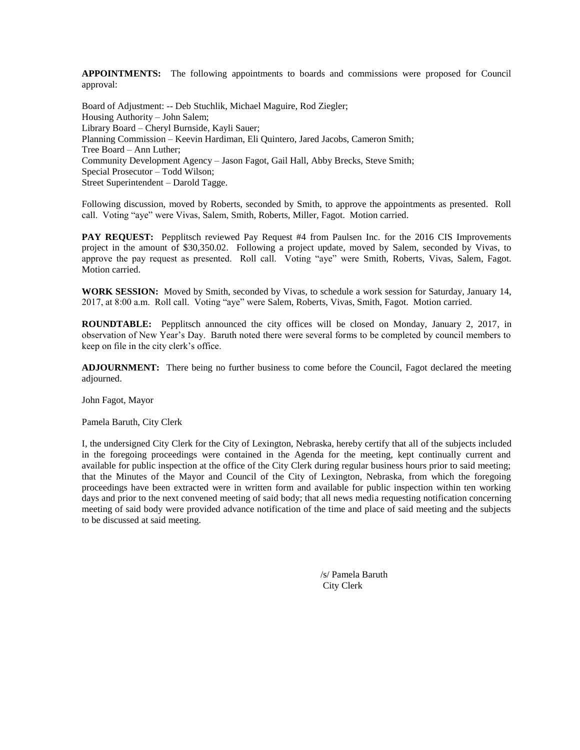**APPOINTMENTS:** The following appointments to boards and commissions were proposed for Council approval:

Board of Adjustment: -- Deb Stuchlik, Michael Maguire, Rod Ziegler;
Housing Authority – John Salem;
Library Board – Cheryl Burnside, Kayli Sauer;
Planning Commission – Keevin Hardiman, Eli Quintero, Jared Jacobs, Cameron Smith;
Tree Board – Ann Luther;
Community Development Agency – Jason Fagot, Gail Hall, Abby Brecks, Steve Smith;
Special Prosecutor – Todd Wilson;
Street Superintendent – Darold Tagge.

Following discussion, moved by Roberts, seconded by Smith, to approve the appointments as presented. Roll call. Voting "aye" were Vivas, Salem, Smith, Roberts, Miller, Fagot. Motion carried.

**PAY REQUEST:** Pepplitsch reviewed Pay Request #4 from Paulsen Inc. for the 2016 CIS Improvements project in the amount of $30,350.02. Following a project update, moved by Salem, seconded by Vivas, to approve the pay request as presented. Roll call. Voting "aye" were Smith, Roberts, Vivas, Salem, Fagot. Motion carried.

**WORK SESSION:** Moved by Smith, seconded by Vivas, to schedule a work session for Saturday, January 14, 2017, at 8:00 a.m. Roll call. Voting "aye" were Salem, Roberts, Vivas, Smith, Fagot. Motion carried.

**ROUNDTABLE:** Pepplitsch announced the city offices will be closed on Monday, January 2, 2017, in observation of New Year's Day. Baruth noted there were several forms to be completed by council members to keep on file in the city clerk's office.

**ADJOURNMENT:** There being no further business to come before the Council, Fagot declared the meeting adjourned.

John Fagot, Mayor

Pamela Baruth, City Clerk

I, the undersigned City Clerk for the City of Lexington, Nebraska, hereby certify that all of the subjects included in the foregoing proceedings were contained in the Agenda for the meeting, kept continually current and available for public inspection at the office of the City Clerk during regular business hours prior to said meeting; that the Minutes of the Mayor and Council of the City of Lexington, Nebraska, from which the foregoing proceedings have been extracted were in written form and available for public inspection within ten working days and prior to the next convened meeting of said body; that all news media requesting notification concerning meeting of said body were provided advance notification of the time and place of said meeting and the subjects to be discussed at said meeting.

/s/ Pamela Baruth
City Clerk